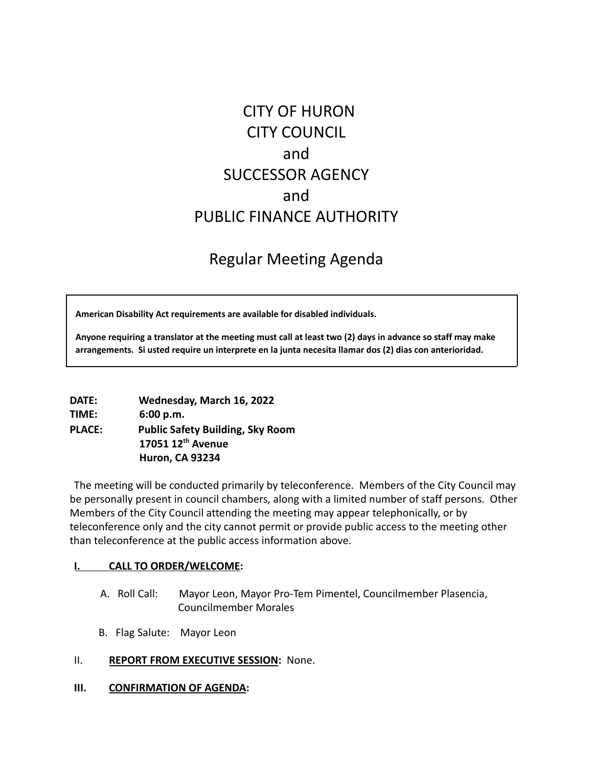# CITY OF HURON
# CITY COUNCIL
# and
# SUCCESSOR AGENCY
# and
# PUBLIC FINANCE AUTHORITY

## Regular Meeting Agenda

> **American Disability Act requirements are available for disabled individuals.**
>
> **Anyone requiring a translator at the meeting must call at least two (2) days in advance so staff may make arrangements. Si usted require un interprete en la junta necesita llamar dos (2) dias con anterioridad.**

**DATE:** **Wednesday, March 16, 2022**
**TIME:** **6:00 p.m.**
**PLACE:** **Public Safety Building, Sky Room**
**17051 12th Avenue**
**Huron, CA 93234**

The meeting will be conducted primarily by teleconference. Members of the City Council may be personally present in council chambers, along with a limited number of staff persons. Other Members of the City Council attending the meeting may appear telephonically, or by teleconference only and the city cannot permit or provide public access to the meeting other than teleconference at the public access information above.

**I. CALL TO ORDER/WELCOME:**

A. Roll Call: Mayor Leon, Mayor Pro-Tem Pimentel, Councilmember Plasencia, Councilmember Morales

B. Flag Salute: Mayor Leon

II. **REPORT FROM EXECUTIVE SESSION:** None.

**III. CONFIRMATION OF AGENDA:**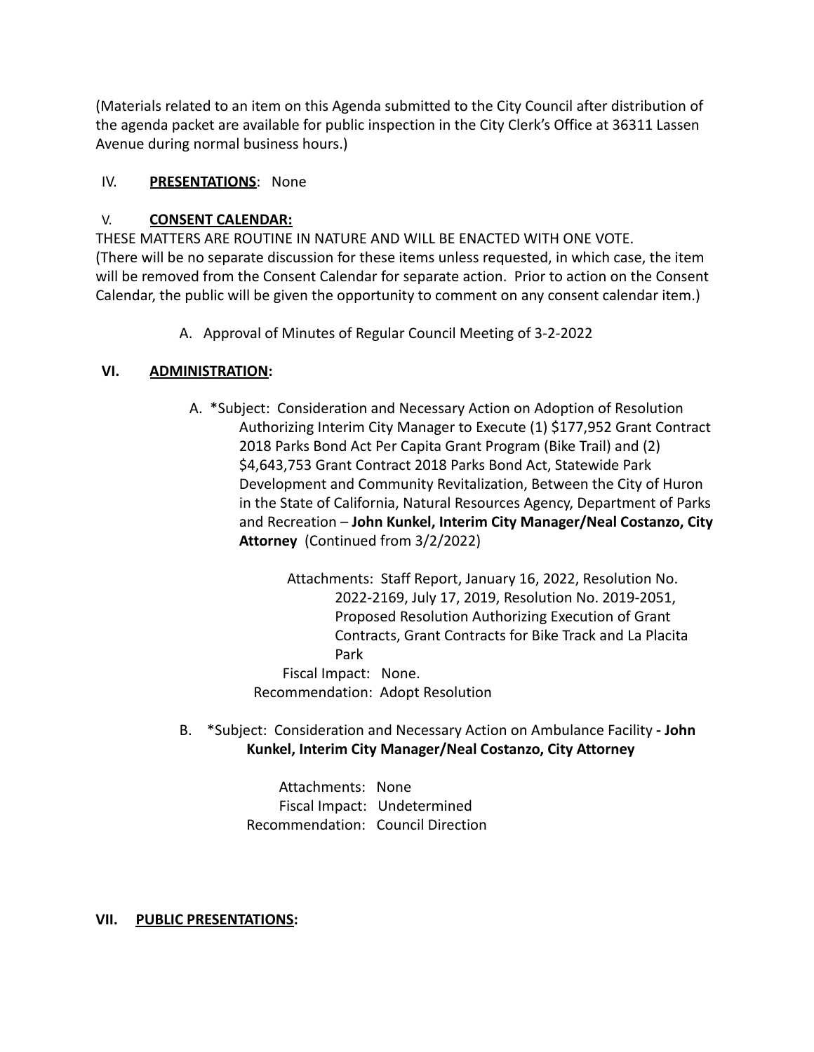(Materials related to an item on this Agenda submitted to the City Council after distribution of the agenda packet are available for public inspection in the City Clerk's Office at 36311 Lassen Avenue during normal business hours.)

IV. **PRESENTATIONS**: None

V. **CONSENT CALENDAR:**

THESE MATTERS ARE ROUTINE IN NATURE AND WILL BE ENACTED WITH ONE VOTE. (There will be no separate discussion for these items unless requested, in which case, the item will be removed from the Consent Calendar for separate action. Prior to action on the Consent Calendar, the public will be given the opportunity to comment on any consent calendar item.)

A. Approval of Minutes of Regular Council Meeting of 3-2-2022

**VI. ADMINISTRATION:**

A. *Subject: Consideration and Necessary Action on Adoption of Resolution Authorizing Interim City Manager to Execute (1) $177,952 Grant Contract 2018 Parks Bond Act Per Capita Grant Program (Bike Trail) and (2) $4,643,753 Grant Contract 2018 Parks Bond Act, Statewide Park Development and Community Revitalization, Between the City of Huron in the State of California, Natural Resources Agency, Department of Parks and Recreation – **John Kunkel, Interim City Manager/Neal Costanzo, City Attorney** (Continued from 3/2/2022)

Attachments: Staff Report, January 16, 2022, Resolution No. 2022-2169, July 17, 2019, Resolution No. 2019-2051, Proposed Resolution Authorizing Execution of Grant Contracts, Grant Contracts for Bike Track and La Placita Park

Fiscal Impact: None.

Recommendation: Adopt Resolution

B. *Subject: Consideration and Necessary Action on Ambulance Facility **- John Kunkel, Interim City Manager/Neal Costanzo, City Attorney**

Attachments: None

Fiscal Impact: Undetermined

Recommendation: Council Direction

**VII. PUBLIC PRESENTATIONS:**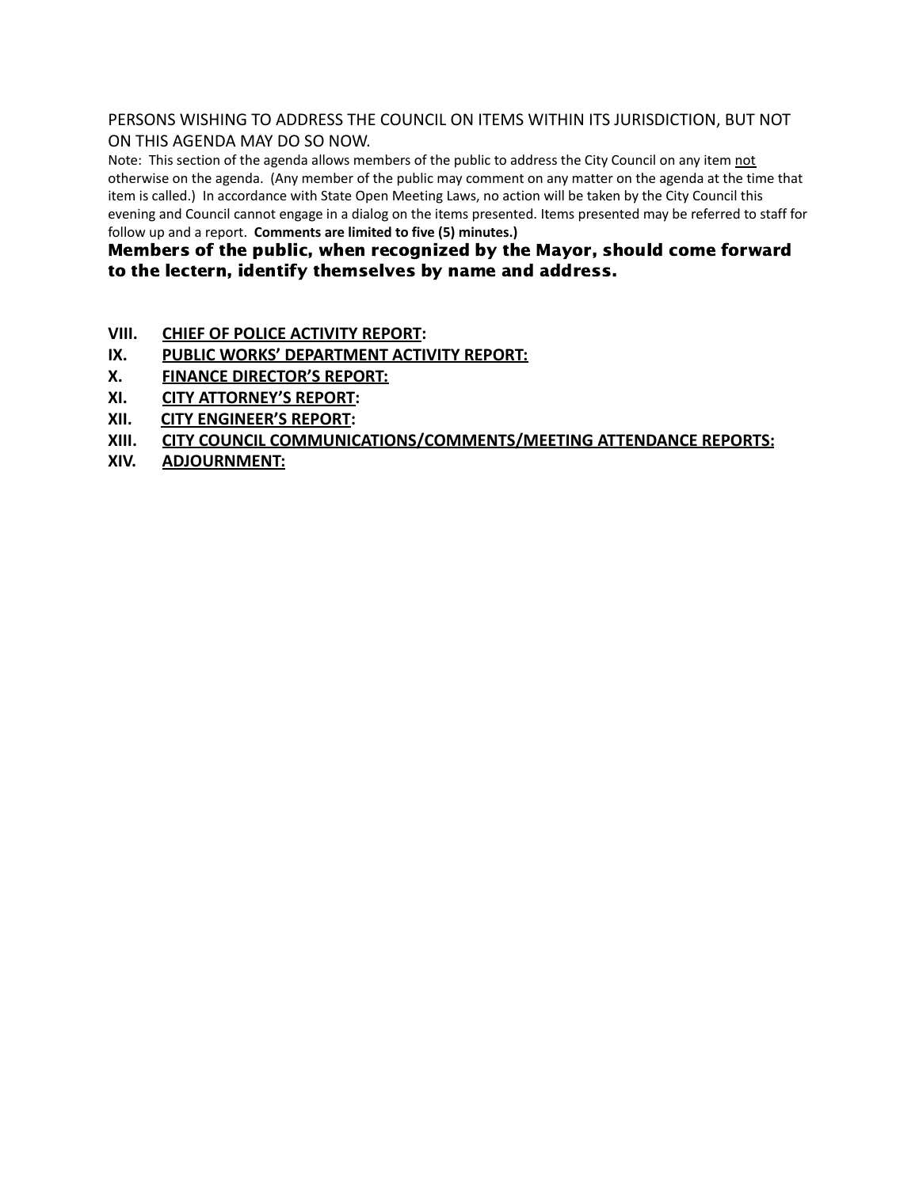PERSONS WISHING TO ADDRESS THE COUNCIL ON ITEMS WITHIN ITS JURISDICTION, BUT NOT ON THIS AGENDA MAY DO SO NOW.

Note: This section of the agenda allows members of the public to address the City Council on any item not otherwise on the agenda. (Any member of the public may comment on any matter on the agenda at the time that item is called.) In accordance with State Open Meeting Laws, no action will be taken by the City Council this evening and Council cannot engage in a dialog on the items presented. Items presented may be referred to staff for follow up and a report. **Comments are limited to five (5) minutes.)**

**Members of the public, when recognized by the Mayor, should come forward to the lectern, identify themselves by name and address.**

**VIII. CHIEF OF POLICE ACTIVITY REPORT:**

**IX. PUBLIC WORKS' DEPARTMENT ACTIVITY REPORT:**

**X. FINANCE DIRECTOR'S REPORT:**

**XI. CITY ATTORNEY'S REPORT:**

**XII. CITY ENGINEER'S REPORT:**

**XIII. CITY COUNCIL COMMUNICATIONS/COMMENTS/MEETING ATTENDANCE REPORTS:**

**XIV. ADJOURNMENT:**